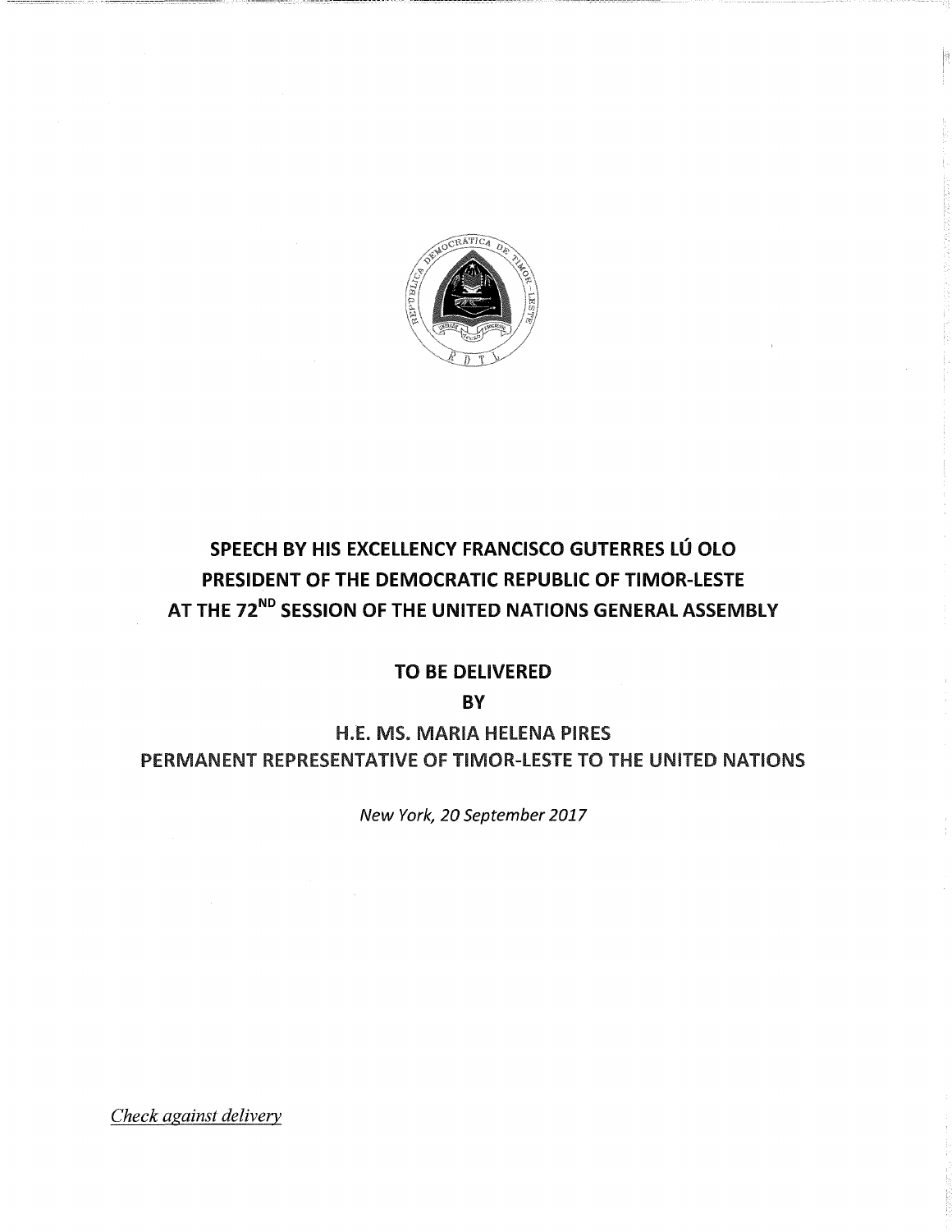**SPEECH BY HIS EXCELLENCY FRANCISCO GUTERRES LÚ OLO**
**PRESIDENT OF THE DEMOCRATIC REPUBLIC OF TIMOR-LESTE**
**AT THE 72ND SESSION OF THE UNITED NATIONS GENERAL ASSEMBLY**

**TO BE DELIVERED**

**BY**

**H.E. MS. MARIA HELENA PIRES**
**PERMANENT REPRESENTATIVE OF TIMOR-LESTE TO THE UNITED NATIONS**

*New York, 20 September 2017*

*Check against delivery*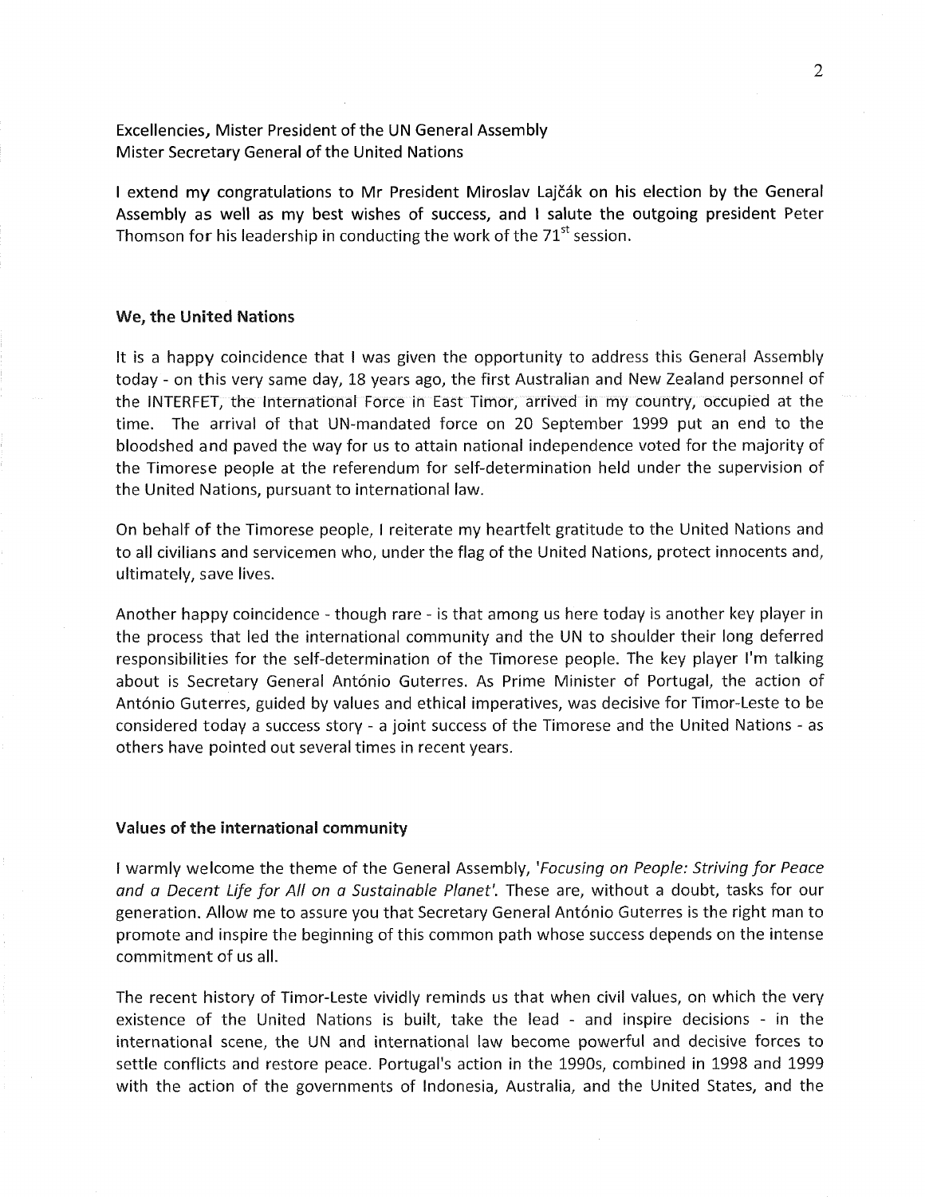Excellencies, Mister President of the UN General Assembly
Mister Secretary General of the United Nations

I extend my congratulations to Mr President Miroslav Lajčák on his election by the General Assembly as well as my best wishes of success, and I salute the outgoing president Peter Thomson for his leadership in conducting the work of the 71st session.

## We, the United Nations

It is a happy coincidence that I was given the opportunity to address this General Assembly today - on this very same day, 18 years ago, the first Australian and New Zealand personnel of the INTERFET, the International Force in East Timor, arrived in my country, occupied at the time. The arrival of that UN-mandated force on 20 September 1999 put an end to the bloodshed and paved the way for us to attain national independence voted for the majority of the Timorese people at the referendum for self-determination held under the supervision of the United Nations, pursuant to international law.

On behalf of the Timorese people, I reiterate my heartfelt gratitude to the United Nations and to all civilians and servicemen who, under the flag of the United Nations, protect innocents and, ultimately, save lives.

Another happy coincidence - though rare - is that among us here today is another key player in the process that led the international community and the UN to shoulder their long deferred responsibilities for the self-determination of the Timorese people. The key player I'm talking about is Secretary General António Guterres. As Prime Minister of Portugal, the action of António Guterres, guided by values and ethical imperatives, was decisive for Timor-Leste to be considered today a success story - a joint success of the Timorese and the United Nations - as others have pointed out several times in recent years.

## Values of the international community

I warmly welcome the theme of the General Assembly, '*Focusing on People: Striving for Peace and a Decent Life for All on a Sustainable Planet*'. These are, without a doubt, tasks for our generation. Allow me to assure you that Secretary General António Guterres is the right man to promote and inspire the beginning of this common path whose success depends on the intense commitment of us all.

The recent history of Timor-Leste vividly reminds us that when civil values, on which the very existence of the United Nations is built, take the lead - and inspire decisions - in the international scene, the UN and international law become powerful and decisive forces to settle conflicts and restore peace. Portugal's action in the 1990s, combined in 1998 and 1999 with the action of the governments of Indonesia, Australia, and the United States, and the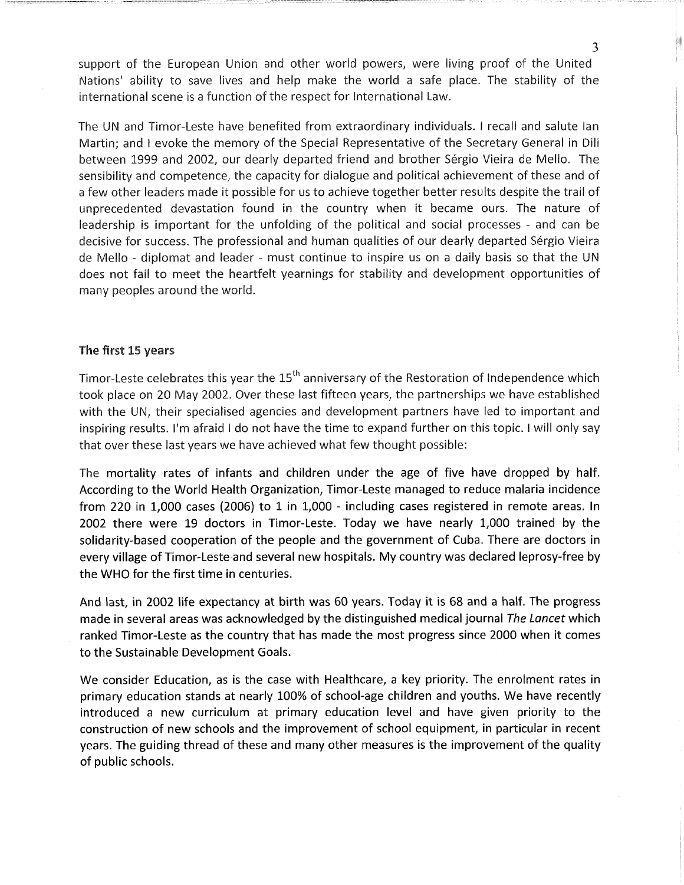support of the European Union and other world powers, were living proof of the United Nations' ability to save lives and help make the world a safe place. The stability of the international scene is a function of the respect for International Law.

The UN and Timor-Leste have benefited from extraordinary individuals. I recall and salute Ian Martin; and I evoke the memory of the Special Representative of the Secretary General in Dili between 1999 and 2002, our dearly departed friend and brother Sérgio Vieira de Mello. The sensibility and competence, the capacity for dialogue and political achievement of these and of a few other leaders made it possible for us to achieve together better results despite the trail of unprecedented devastation found in the country when it became ours. The nature of leadership is important for the unfolding of the political and social processes - and can be decisive for success. The professional and human qualities of our dearly departed Sérgio Vieira de Mello - diplomat and leader - must continue to inspire us on a daily basis so that the UN does not fail to meet the heartfelt yearnings for stability and development opportunities of many peoples around the world.

**The first 15 years**

Timor-Leste celebrates this year the 15th anniversary of the Restoration of Independence which took place on 20 May 2002. Over these last fifteen years, the partnerships we have established with the UN, their specialised agencies and development partners have led to important and inspiring results. I'm afraid I do not have the time to expand further on this topic. I will only say that over these last years we have achieved what few thought possible:

The mortality rates of infants and children under the age of five have dropped by half. According to the World Health Organization, Timor-Leste managed to reduce malaria incidence from 220 in 1,000 cases (2006) to 1 in 1,000 - including cases registered in remote areas. In 2002 there were 19 doctors in Timor-Leste. Today we have nearly 1,000 trained by the solidarity-based cooperation of the people and the government of Cuba. There are doctors in every village of Timor-Leste and several new hospitals. My country was declared leprosy-free by the WHO for the first time in centuries.

And last, in 2002 life expectancy at birth was 60 years. Today it is 68 and a half. The progress made in several areas was acknowledged by the distinguished medical journal *The Lancet* which ranked Timor-Leste as the country that has made the most progress since 2000 when it comes to the Sustainable Development Goals.

We consider Education, as is the case with Healthcare, a key priority. The enrolment rates in primary education stands at nearly 100% of school-age children and youths. We have recently introduced a new curriculum at primary education level and have given priority to the construction of new schools and the improvement of school equipment, in particular in recent years. The guiding thread of these and many other measures is the improvement of the quality of public schools.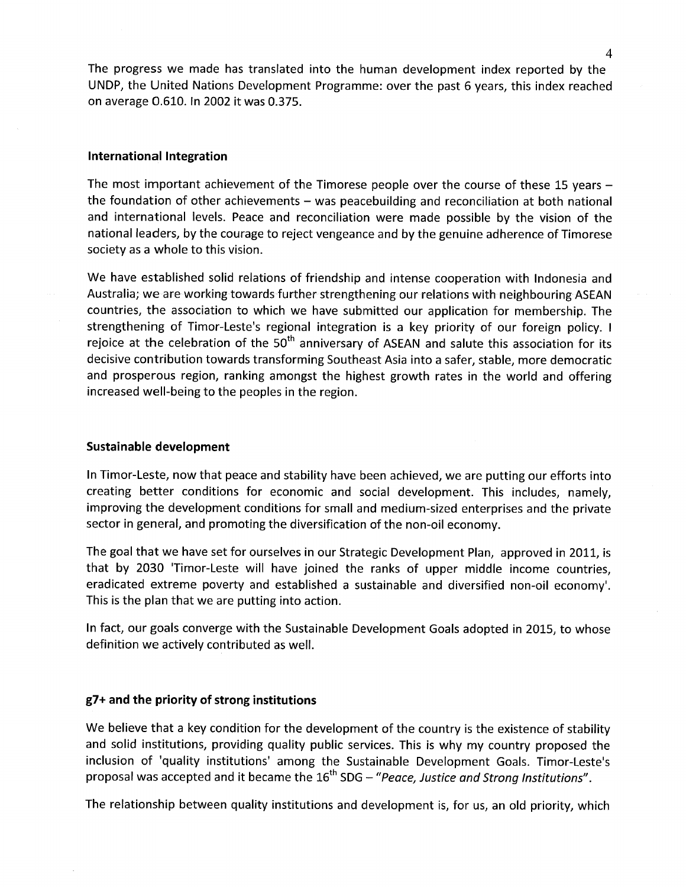The progress we made has translated into the human development index reported by the UNDP, the United Nations Development Programme: over the past 6 years, this index reached on average 0.610. In 2002 it was 0.375.

## International Integration

The most important achievement of the Timorese people over the course of these 15 years – the foundation of other achievements – was peacebuilding and reconciliation at both national and international levels. Peace and reconciliation were made possible by the vision of the national leaders, by the courage to reject vengeance and by the genuine adherence of Timorese society as a whole to this vision.

We have established solid relations of friendship and intense cooperation with Indonesia and Australia; we are working towards further strengthening our relations with neighbouring ASEAN countries, the association to which we have submitted our application for membership. The strengthening of Timor-Leste's regional integration is a key priority of our foreign policy. I rejoice at the celebration of the 50th anniversary of ASEAN and salute this association for its decisive contribution towards transforming Southeast Asia into a safer, stable, more democratic and prosperous region, ranking amongst the highest growth rates in the world and offering increased well-being to the peoples in the region.

## Sustainable development

In Timor-Leste, now that peace and stability have been achieved, we are putting our efforts into creating better conditions for economic and social development. This includes, namely, improving the development conditions for small and medium-sized enterprises and the private sector in general, and promoting the diversification of the non-oil economy.

The goal that we have set for ourselves in our Strategic Development Plan, approved in 2011, is that by 2030 'Timor-Leste will have joined the ranks of upper middle income countries, eradicated extreme poverty and established a sustainable and diversified non-oil economy'. This is the plan that we are putting into action.

In fact, our goals converge with the Sustainable Development Goals adopted in 2015, to whose definition we actively contributed as well.

## g7+ and the priority of strong institutions

We believe that a key condition for the development of the country is the existence of stability and solid institutions, providing quality public services. This is why my country proposed the inclusion of 'quality institutions' among the Sustainable Development Goals. Timor-Leste's proposal was accepted and it became the 16th SDG – *"Peace, Justice and Strong Institutions"*.

The relationship between quality institutions and development is, for us, an old priority, which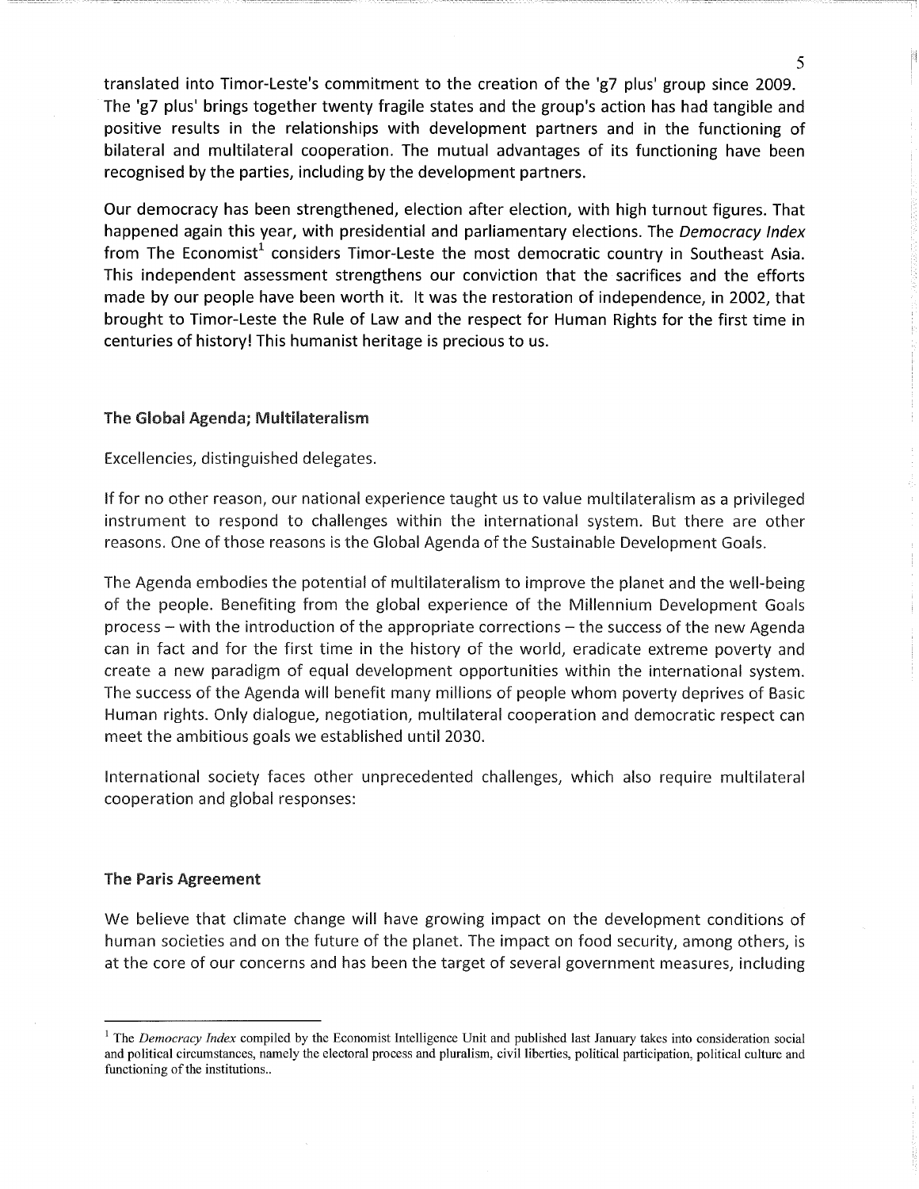translated into Timor-Leste's commitment to the creation of the 'g7 plus' group since 2009. The 'g7 plus' brings together twenty fragile states and the group's action has had tangible and positive results in the relationships with development partners and in the functioning of bilateral and multilateral cooperation. The mutual advantages of its functioning have been recognised by the parties, including by the development partners.

Our democracy has been strengthened, election after election, with high turnout figures. That happened again this year, with presidential and parliamentary elections. The *Democracy Index* from The Economist[1] considers Timor-Leste the most democratic country in Southeast Asia. This independent assessment strengthens our conviction that the sacrifices and the efforts made by our people have been worth it. It was the restoration of independence, in 2002, that brought to Timor-Leste the Rule of Law and the respect for Human Rights for the first time in centuries of history! This humanist heritage is precious to us.

## The Global Agenda; Multilateralism

Excellencies, distinguished delegates.

If for no other reason, our national experience taught us to value multilateralism as a privileged instrument to respond to challenges within the international system. But there are other reasons. One of those reasons is the Global Agenda of the Sustainable Development Goals.

The Agenda embodies the potential of multilateralism to improve the planet and the well-being of the people. Benefiting from the global experience of the Millennium Development Goals process – with the introduction of the appropriate corrections – the success of the new Agenda can in fact and for the first time in the history of the world, eradicate extreme poverty and create a new paradigm of equal development opportunities within the international system. The success of the Agenda will benefit many millions of people whom poverty deprives of Basic Human rights. Only dialogue, negotiation, multilateral cooperation and democratic respect can meet the ambitious goals we established until 2030.

International society faces other unprecedented challenges, which also require multilateral cooperation and global responses:

## The Paris Agreement

We believe that climate change will have growing impact on the development conditions of human societies and on the future of the planet. The impact on food security, among others, is at the core of our concerns and has been the target of several government measures, including

---

[1] The *Democracy Index* compiled by the Economist Intelligence Unit and published last January takes into consideration social and political circumstances, namely the electoral process and pluralism, civil liberties, political participation, political culture and functioning of the institutions..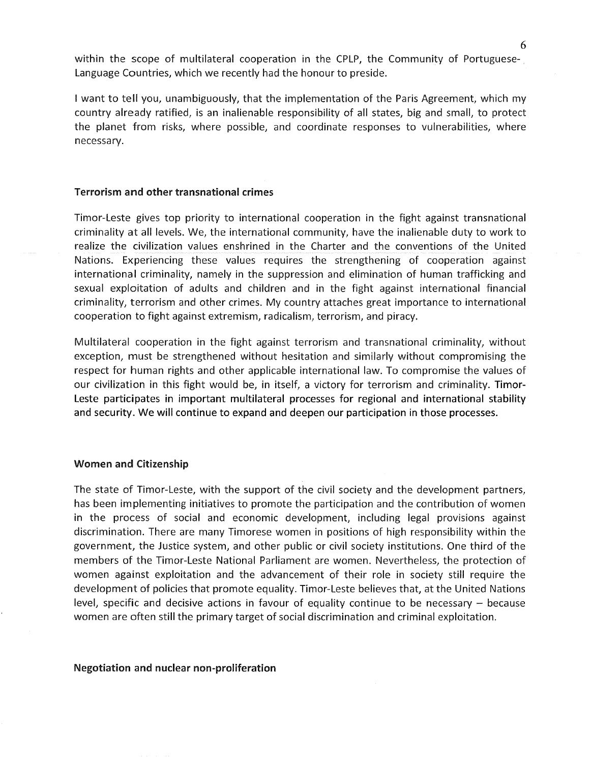within the scope of multilateral cooperation in the CPLP, the Community of Portuguese-Language Countries, which we recently had the honour to preside.

I want to tell you, unambiguously, that the implementation of the Paris Agreement, which my country already ratified, is an inalienable responsibility of all states, big and small, to protect the planet from risks, where possible, and coordinate responses to vulnerabilities, where necessary.

### Terrorism and other transnational crimes

Timor-Leste gives top priority to international cooperation in the fight against transnational criminality at all levels. We, the international community, have the inalienable duty to work to realize the civilization values enshrined in the Charter and the conventions of the United Nations. Experiencing these values requires the strengthening of cooperation against international criminality, namely in the suppression and elimination of human trafficking and sexual exploitation of adults and children and in the fight against international financial criminality, terrorism and other crimes. My country attaches great importance to international cooperation to fight against extremism, radicalism, terrorism, and piracy.

Multilateral cooperation in the fight against terrorism and transnational criminality, without exception, must be strengthened without hesitation and similarly without compromising the respect for human rights and other applicable international law. To compromise the values of our civilization in this fight would be, in itself, a victory for terrorism and criminality. **Timor-Leste participates in important multilateral processes for regional and international stability and security. We will continue to expand and deepen our participation in those processes.**

### Women and Citizenship

The state of Timor-Leste, with the support of the civil society and the development partners, has been implementing initiatives to promote the participation and the contribution of women in the process of social and economic development, including legal provisions against discrimination. There are many Timorese women in positions of high responsibility within the government, the Justice system, and other public or civil society institutions. One third of the members of the Timor-Leste National Parliament are women. Nevertheless, the protection of women against exploitation and the advancement of their role in society still require the development of policies that promote equality. Timor-Leste believes that, at the United Nations level, specific and decisive actions in favour of equality continue to be necessary – because women are often still the primary target of social discrimination and criminal exploitation.

### Negotiation and nuclear non-proliferation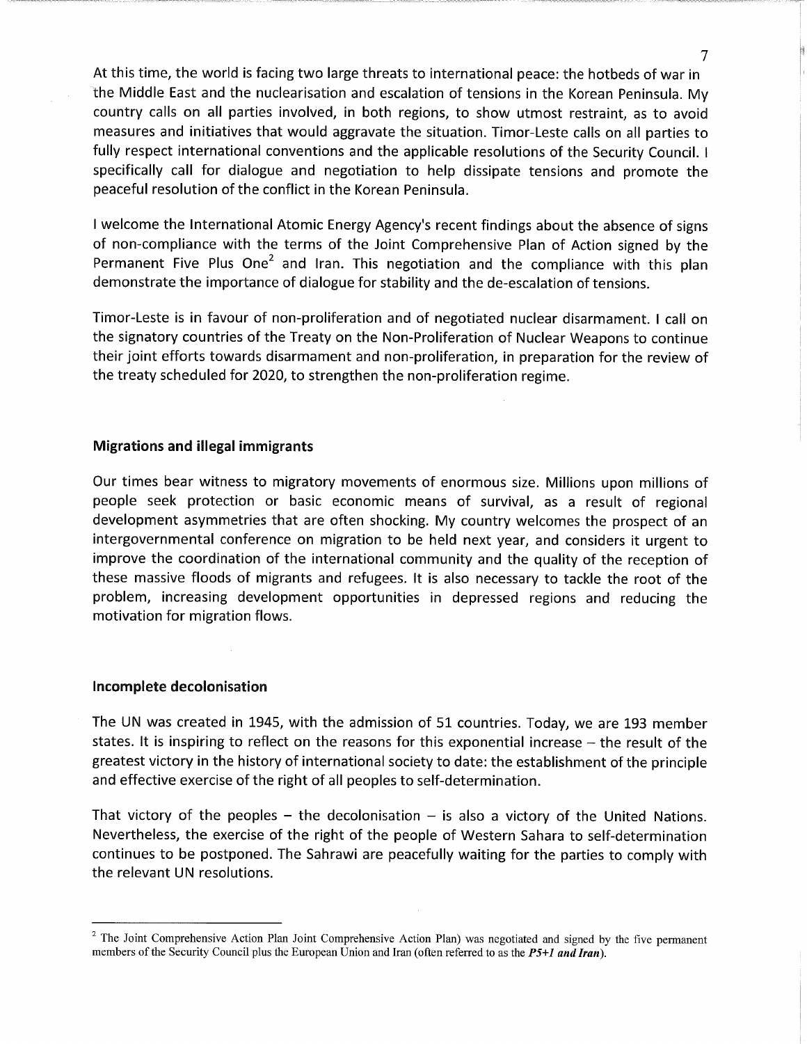At this time, the world is facing two large threats to international peace: the hotbeds of war in the Middle East and the nuclearisation and escalation of tensions in the Korean Peninsula. My country calls on all parties involved, in both regions, to show utmost restraint, as to avoid measures and initiatives that would aggravate the situation. Timor-Leste calls on all parties to fully respect international conventions and the applicable resolutions of the Security Council. I specifically call for dialogue and negotiation to help dissipate tensions and promote the peaceful resolution of the conflict in the Korean Peninsula.

I welcome the International Atomic Energy Agency's recent findings about the absence of signs of non-compliance with the terms of the Joint Comprehensive Plan of Action signed by the Permanent Five Plus One[2] and Iran. This negotiation and the compliance with this plan demonstrate the importance of dialogue for stability and the de-escalation of tensions.

Timor-Leste is in favour of non-proliferation and of negotiated nuclear disarmament. I call on the signatory countries of the Treaty on the Non-Proliferation of Nuclear Weapons to continue their joint efforts towards disarmament and non-proliferation, in preparation for the review of the treaty scheduled for 2020, to strengthen the non-proliferation regime.

**Migrations and illegal immigrants**

Our times bear witness to migratory movements of enormous size. Millions upon millions of people seek protection or basic economic means of survival, as a result of regional development asymmetries that are often shocking. My country welcomes the prospect of an intergovernmental conference on migration to be held next year, and considers it urgent to improve the coordination of the international community and the quality of the reception of these massive floods of migrants and refugees. It is also necessary to tackle the root of the problem, increasing development opportunities in depressed regions and reducing the motivation for migration flows.

**Incomplete decolonisation**

The UN was created in 1945, with the admission of 51 countries. Today, we are 193 member states. It is inspiring to reflect on the reasons for this exponential increase – the result of the greatest victory in the history of international society to date: the establishment of the principle and effective exercise of the right of all peoples to self-determination.

That victory of the peoples – the decolonisation – is also a victory of the United Nations. Nevertheless, the exercise of the right of the people of Western Sahara to self-determination continues to be postponed. The Sahrawi are peacefully waiting for the parties to comply with the relevant UN resolutions.

---

[2] The Joint Comprehensive Action Plan Joint Comprehensive Action Plan) was negotiated and signed by the five permanent members of the Security Council plus the European Union and Iran (often referred to as the ***P5+1 and Iran***).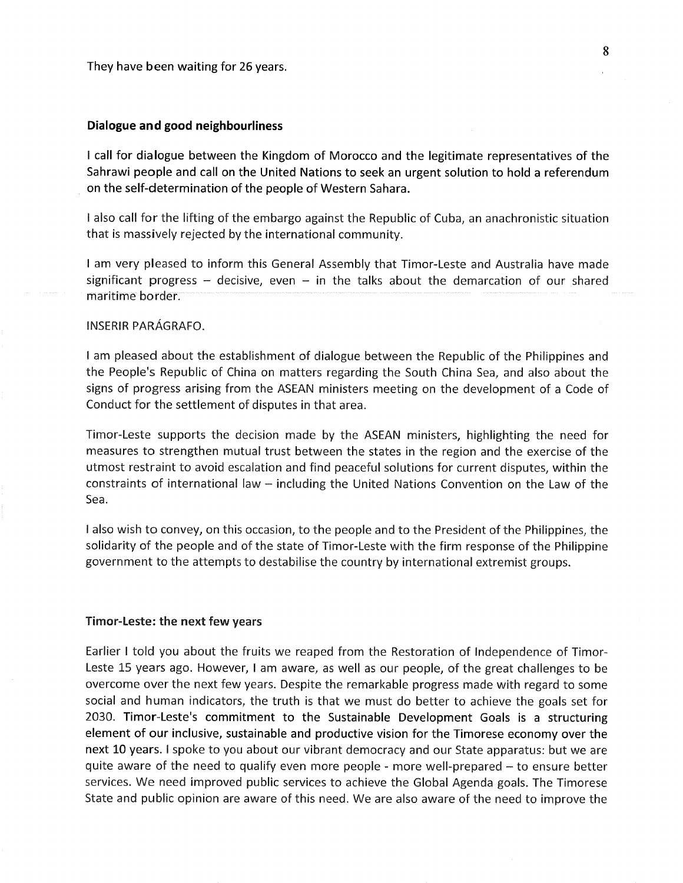They have been waiting for 26 years.

## Dialogue and good neighbourliness

I call for dialogue between the Kingdom of Morocco and the legitimate representatives of the Sahrawi people and call on the United Nations to seek an urgent solution to hold a referendum on the self-determination of the people of Western Sahara.

I also call for the lifting of the embargo against the Republic of Cuba, an anachronistic situation that is massively rejected by the international community.

I am very pleased to inform this General Assembly that Timor-Leste and Australia have made significant progress – decisive, even – in the talks about the demarcation of our shared maritime border.

INSERIR PARÁGRAFO.

I am pleased about the establishment of dialogue between the Republic of the Philippines and the People's Republic of China on matters regarding the South China Sea, and also about the signs of progress arising from the ASEAN ministers meeting on the development of a Code of Conduct for the settlement of disputes in that area.

Timor-Leste supports the decision made by the ASEAN ministers, highlighting the need for measures to strengthen mutual trust between the states in the region and the exercise of the utmost restraint to avoid escalation and find peaceful solutions for current disputes, within the constraints of international law – including the United Nations Convention on the Law of the Sea.

I also wish to convey, on this occasion, to the people and to the President of the Philippines, the solidarity of the people and of the state of Timor-Leste with the firm response of the Philippine government to the attempts to destabilise the country by international extremist groups.

## Timor-Leste: the next few years

Earlier I told you about the fruits we reaped from the Restoration of Independence of Timor-Leste 15 years ago. However, I am aware, as well as our people, of the great challenges to be overcome over the next few years. Despite the remarkable progress made with regard to some social and human indicators, the truth is that we must do better to achieve the goals set for 2030. **Timor-Leste's commitment to the Sustainable Development Goals is a structuring element of our inclusive, sustainable and productive vision for the Timorese economy over the next 10 years.** I spoke to you about our vibrant democracy and our State apparatus: but we are quite aware of the need to qualify even more people - more well-prepared – to ensure better services. We need improved public services to achieve the Global Agenda goals. The Timorese State and public opinion are aware of this need. We are also aware of the need to improve the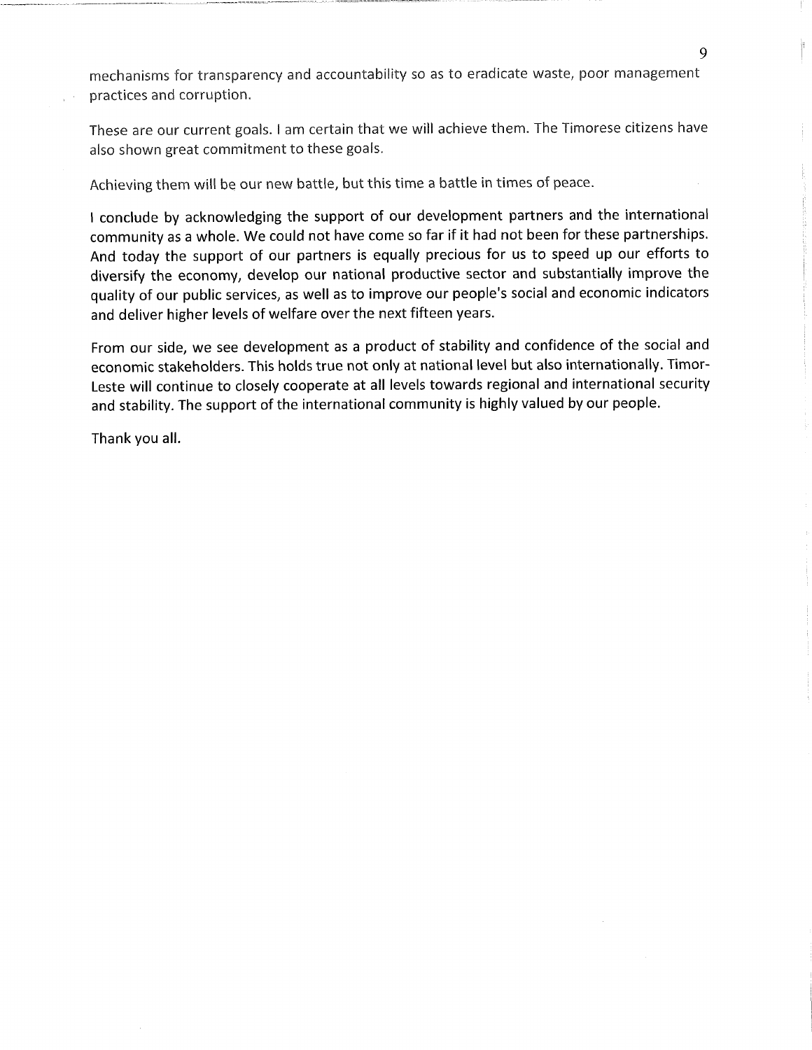mechanisms for transparency and accountability so as to eradicate waste, poor management practices and corruption.

These are our current goals. I am certain that we will achieve them. The Timorese citizens have also shown great commitment to these goals.

Achieving them will be our new battle, but this time a battle in times of peace.

I conclude by acknowledging the support of our development partners and the international community as a whole. We could not have come so far if it had not been for these partnerships. And today the support of our partners is equally precious for us to speed up our efforts to diversify the economy, develop our national productive sector and substantially improve the quality of our public services, as well as to improve our people's social and economic indicators and deliver higher levels of welfare over the next fifteen years.

From our side, we see development as a product of stability and confidence of the social and economic stakeholders. This holds true not only at national level but also internationally. Timor-Leste will continue to closely cooperate at all levels towards regional and international security and stability. The support of the international community is highly valued by our people.

Thank you all.